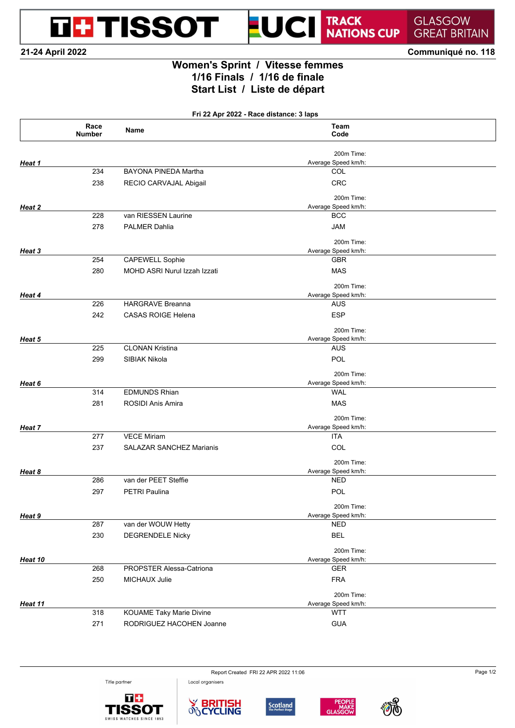TISSOT UCI TRACK NATIONS CUP GLASGOW GREAT BRITAIN

21-24 April 2022 — Communiqué no. 118

# Women's Sprint / Vitesse femmes
## 1/16 Finals / 1/16 de finale
## Start List / Liste de départ

**Fri 22 Apr 2022 - Race distance: 3 laps**

| | Race Number | Name | Team Code | 200m Time: / Average Speed km/h: |
|---|---|---|---|---|
| ***Heat 1*** | | | | |
| | 234 | BAYONA PINEDA Martha | COL | |
| | 238 | RECIO CARVAJAL Abigail | CRC | |
| ***Heat 2*** | | | | |
| | 228 | van RIESSEN Laurine | BCC | |
| | 278 | PALMER Dahlia | JAM | |
| ***Heat 3*** | | | | |
| | 254 | CAPEWELL Sophie | GBR | |
| | 280 | MOHD ASRI Nurul Izzah Izzati | MAS | |
| ***Heat 4*** | | | | |
| | 226 | HARGRAVE Breanna | AUS | |
| | 242 | CASAS ROIGE Helena | ESP | |
| ***Heat 5*** | | | | |
| | 225 | CLONAN Kristina | AUS | |
| | 299 | SIBIAK Nikola | POL | |
| ***Heat 6*** | | | | |
| | 314 | EDMUNDS Rhian | WAL | |
| | 281 | ROSIDI Anis Amira | MAS | |
| ***Heat 7*** | | | | |
| | 277 | VECE Miriam | ITA | |
| | 237 | SALAZAR SANCHEZ Marianis | COL | |
| ***Heat 8*** | | | | |
| | 286 | van der PEET Steffie | NED | |
| | 297 | PETRI Paulina | POL | |
| ***Heat 9*** | | | | |
| | 287 | van der WOUW Hetty | NED | |
| | 230 | DEGRENDELE Nicky | BEL | |
| ***Heat 10*** | | | | |
| | 268 | PROPSTER Alessa-Catriona | GER | |
| | 250 | MICHAUX Julie | FRA | |
| ***Heat 11*** | | | | |
| | 318 | KOUAME Taky Marie Divine | WTT | |
| | 271 | RODRIGUEZ HACOHEN Joanne | GUA | |

Report Created FRI 22 APR 2022 11:06

Title partner: TISSOT SWISS WATCHES SINCE 1853 — Local organisers: BRITISH CYCLING, Scotland The Perfect Stage, PEOPLE MAKE GLASGOW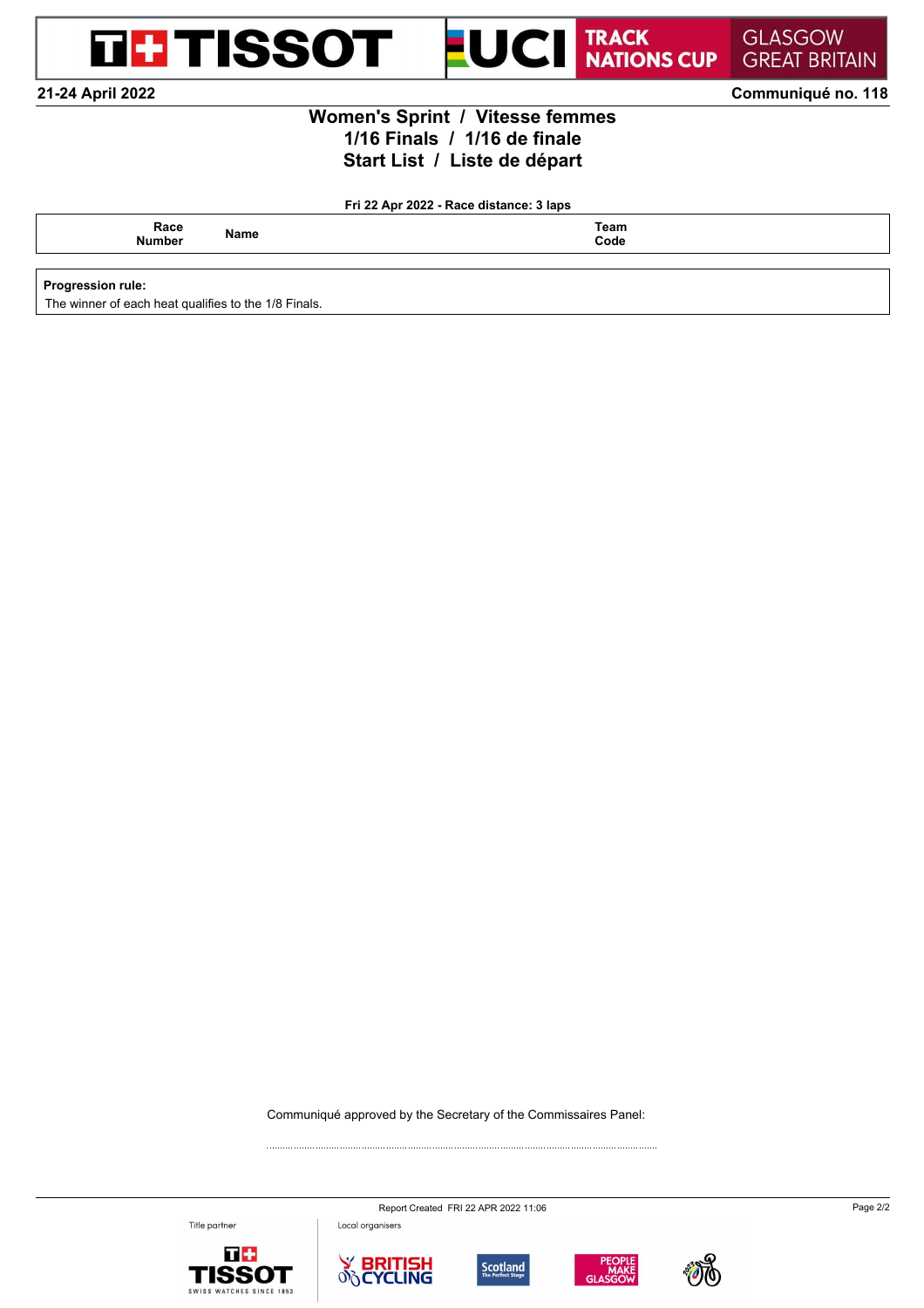21-24 April 2022 | Communiqué no. 118

## Women's Sprint / Vitesse femmes
## 1/16 Finals / 1/16 de finale
## Start List / Liste de départ

**Fri 22 Apr 2022 - Race distance: 3 laps**

| Race Number | Name | Team Code |
|---|---|---|

**Progression rule:**

The winner of each heat qualifies to the 1/8 Finals.

Communiqué approved by the Secretary of the Commissaires Panel:

Report Created FRI 22 APR 2022 11:06

Title partner

Local organisers